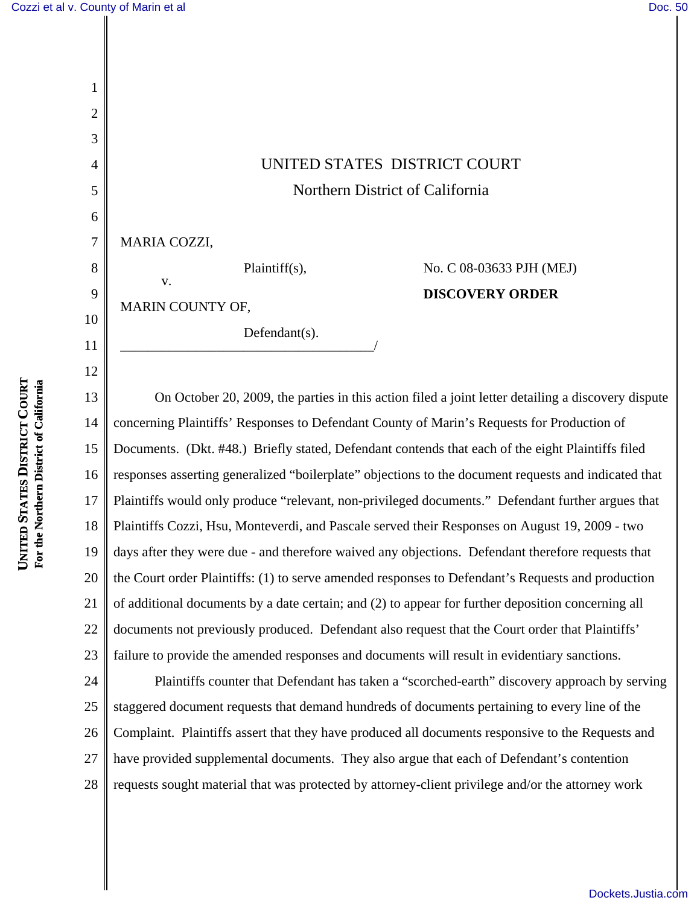UNITED STATES DISTRICT COURT

Northern District of California

MARIA COZZI,

Plaintiff(s),

v.

MARIN COUNTY OF,

Defendant(s).

\_\_\_\_\_\_\_\_\_\_\_\_\_\_\_\_\_\_\_\_\_\_\_\_\_\_\_\_\_\_\_\_\_\_\_\_\_/

No. C 08-03633 PJH (MEJ)

**DISCOVERY ORDER**

On October 20, 2009, the parties in this action filed a joint letter detailing a discovery dispute concerning Plaintiffs' Responses to Defendant County of Marin's Requests for Production of Documents. (Dkt. #48.) Briefly stated, Defendant contends that each of the eight Plaintiffs filed responses asserting generalized "boilerplate" objections to the document requests and indicated that Plaintiffs would only produce "relevant, non-privileged documents." Defendant further argues that Plaintiffs Cozzi, Hsu, Monteverdi, and Pascale served their Responses on August 19, 2009 - two days after they were due - and therefore waived any objections. Defendant therefore requests that the Court order Plaintiffs: (1) to serve amended responses to Defendant's Requests and production of additional documents by a date certain; and (2) to appear for further deposition concerning all documents not previously produced. Defendant also request that the Court order that Plaintiffs' failure to provide the amended responses and documents will result in evidentiary sanctions.

Plaintiffs counter that Defendant has taken a "scorched-earth" discovery approach by serving staggered document requests that demand hundreds of documents pertaining to every line of the Complaint. Plaintiffs assert that they have produced all documents responsive to the Requests and have provided supplemental documents. They also argue that each of Defendant's contention requests sought material that was protected by attorney-client privilege and/or the attorney work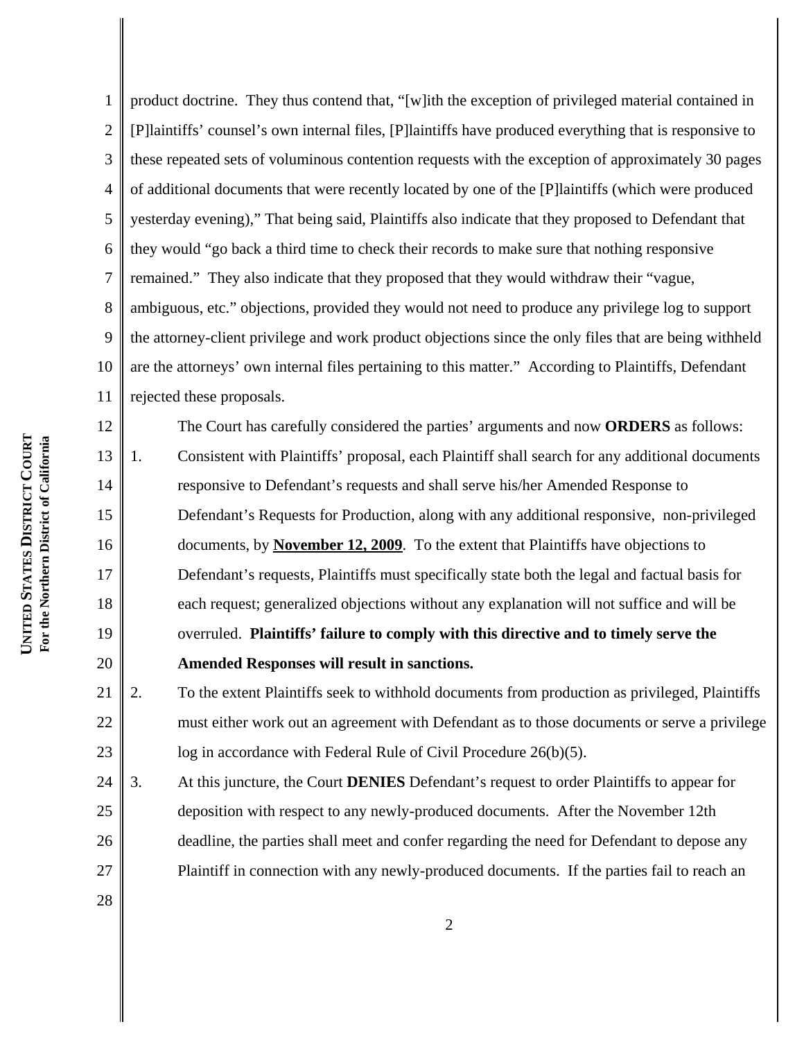product doctrine. They thus contend that, "[w]ith the exception of privileged material contained in [P]laintiffs' counsel's own internal files, [P]laintiffs have produced everything that is responsive to these repeated sets of voluminous contention requests with the exception of approximately 30 pages of additional documents that were recently located by one of the [P]laintiffs (which were produced yesterday evening)," That being said, Plaintiffs also indicate that they proposed to Defendant that they would "go back a third time to check their records to make sure that nothing responsive remained." They also indicate that they proposed that they would withdraw their "vague, ambiguous, etc." objections, provided they would not need to produce any privilege log to support the attorney-client privilege and work product objections since the only files that are being withheld are the attorneys' own internal files pertaining to this matter." According to Plaintiffs, Defendant rejected these proposals.

The Court has carefully considered the parties' arguments and now **ORDERS** as follows:

1. Consistent with Plaintiffs' proposal, each Plaintiff shall search for any additional documents responsive to Defendant's requests and shall serve his/her Amended Response to Defendant's Requests for Production, along with any additional responsive, non-privileged documents, by **November 12, 2009**. To the extent that Plaintiffs have objections to Defendant's requests, Plaintiffs must specifically state both the legal and factual basis for each request; generalized objections without any explanation will not suffice and will be overruled. **Plaintiffs' failure to comply with this directive and to timely serve the Amended Responses will result in sanctions.**
2. To the extent Plaintiffs seek to withhold documents from production as privileged, Plaintiffs must either work out an agreement with Defendant as to those documents or serve a privilege log in accordance with Federal Rule of Civil Procedure 26(b)(5).
3. At this juncture, the Court **DENIES** Defendant's request to order Plaintiffs to appear for deposition with respect to any newly-produced documents. After the November 12th deadline, the parties shall meet and confer regarding the need for Defendant to depose any Plaintiff in connection with any newly-produced documents. If the parties fail to reach an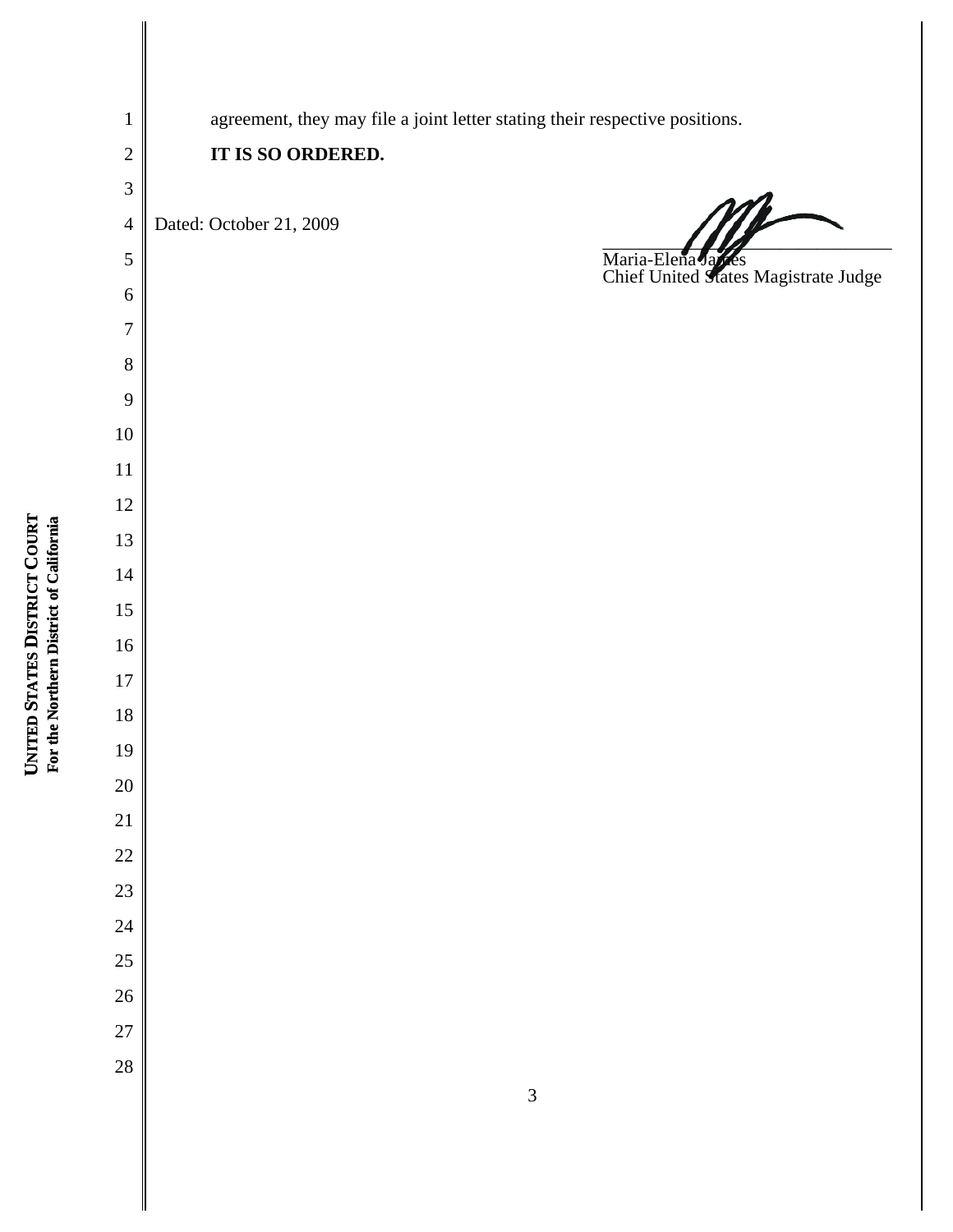agreement, they may file a joint letter stating their respective positions.

**IT IS SO ORDERED.**

Dated: October 21, 2009

Maria-Elena James
Chief United States Magistrate Judge